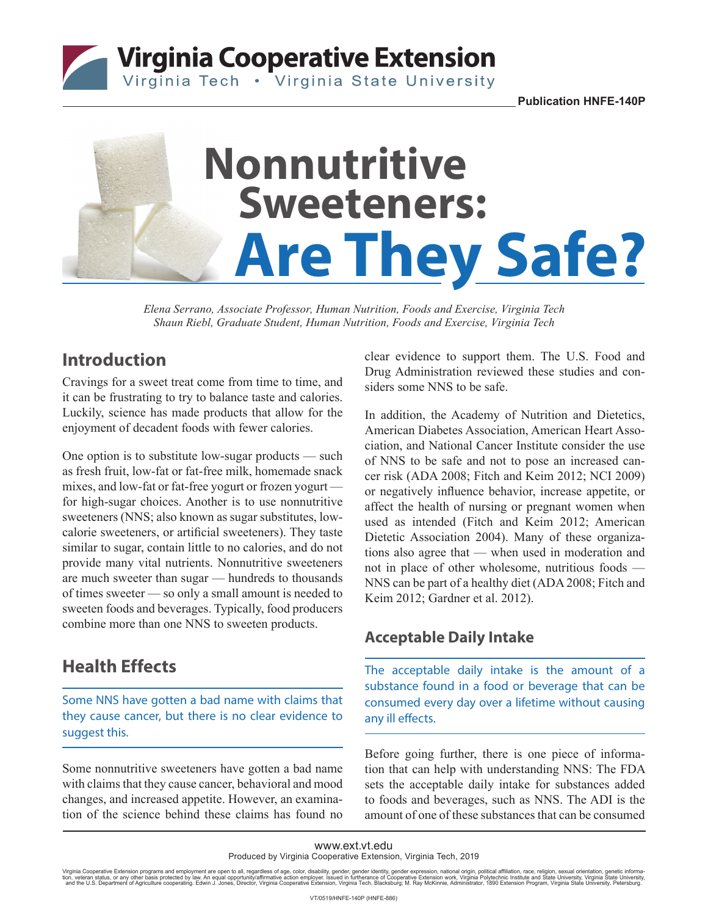Virginia Cooperative Extension
Virginia Tech • Virginia State University

Publication HNFE-140P

# Nonnutritive Sweeteners: Are They Safe?

*Elena Serrano, Associate Professor, Human Nutrition, Foods and Exercise, Virginia Tech*
*Shaun Riebl, Graduate Student, Human Nutrition, Foods and Exercise, Virginia Tech*

## Introduction

Cravings for a sweet treat come from time to time, and it can be frustrating to try to balance taste and calories. Luckily, science has made products that allow for the enjoyment of decadent foods with fewer calories.

One option is to substitute low-sugar products — such as fresh fruit, low-fat or fat-free milk, homemade snack mixes, and low-fat or fat-free yogurt or frozen yogurt — for high-sugar choices. Another is to use nonnutritive sweeteners (NNS; also known as sugar substitutes, low-calorie sweeteners, or artificial sweeteners). They taste similar to sugar, contain little to no calories, and do not provide many vital nutrients. Nonnutritive sweeteners are much sweeter than sugar — hundreds to thousands of times sweeter — so only a small amount is needed to sweeten foods and beverages. Typically, food producers combine more than one NNS to sweeten products.

## Health Effects

Some NNS have gotten a bad name with claims that they cause cancer, but there is no clear evidence to suggest this.

Some nonnutritive sweeteners have gotten a bad name with claims that they cause cancer, behavioral and mood changes, and increased appetite. However, an examination of the science behind these claims has found no clear evidence to support them. The U.S. Food and Drug Administration reviewed these studies and considers some NNS to be safe.

In addition, the Academy of Nutrition and Dietetics, American Diabetes Association, American Heart Association, and National Cancer Institute consider the use of NNS to be safe and not to pose an increased cancer risk (ADA 2008; Fitch and Keim 2012; NCI 2009) or negatively influence behavior, increase appetite, or affect the health of nursing or pregnant women when used as intended (Fitch and Keim 2012; American Dietetic Association 2004). Many of these organizations also agree that — when used in moderation and not in place of other wholesome, nutritious foods — NNS can be part of a healthy diet (ADA 2008; Fitch and Keim 2012; Gardner et al. 2012).

### Acceptable Daily Intake

The acceptable daily intake is the amount of a substance found in a food or beverage that can be consumed every day over a lifetime without causing any ill effects.

Before going further, there is one piece of information that can help with understanding NNS: The FDA sets the acceptable daily intake for substances added to foods and beverages, such as NNS. The ADI is the amount of one of these substances that can be consumed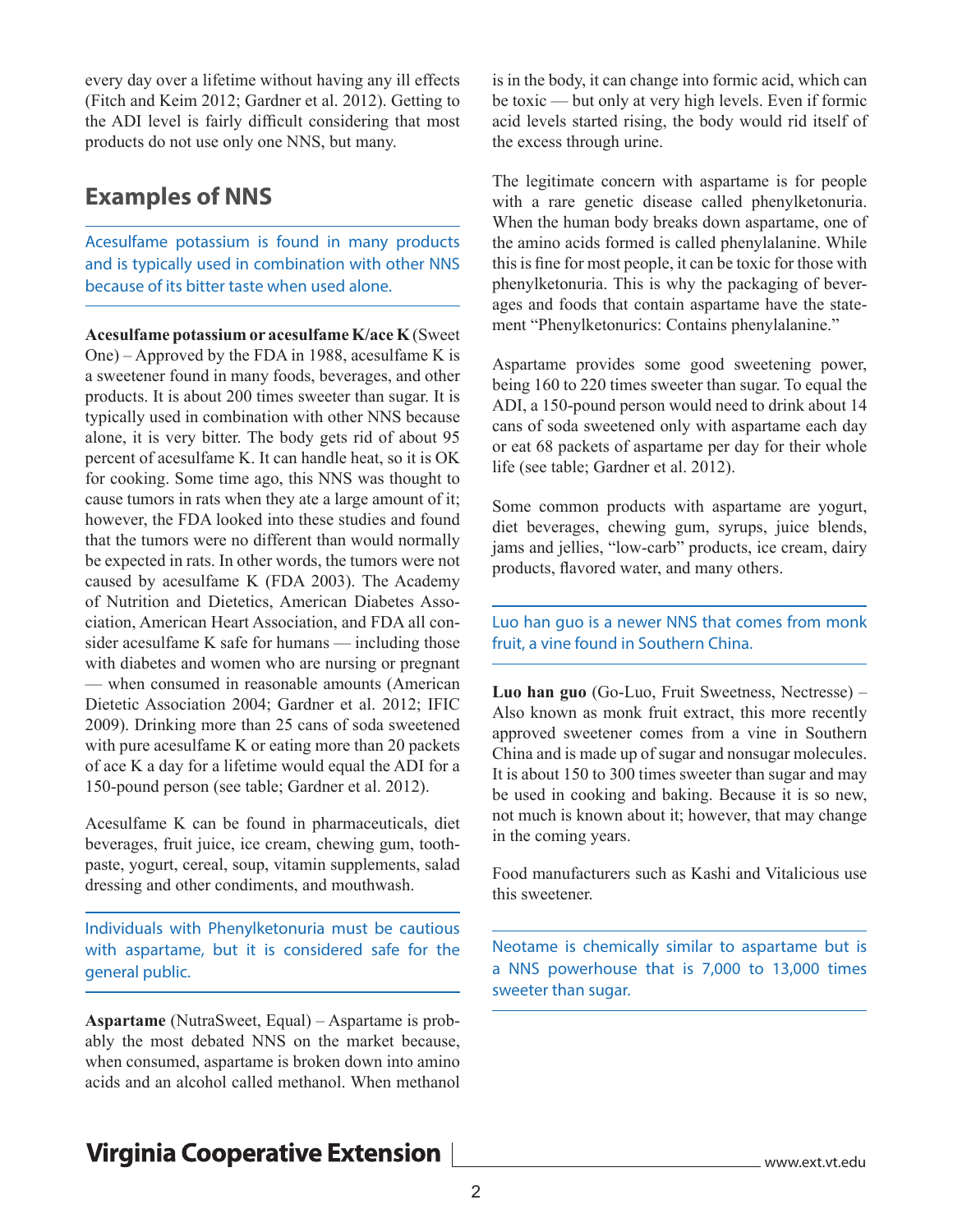every day over a lifetime without having any ill effects (Fitch and Keim 2012; Gardner et al. 2012). Getting to the ADI level is fairly difficult considering that most products do not use only one NNS, but many.

## Examples of NNS

Acesulfame potassium is found in many products and is typically used in combination with other NNS because of its bitter taste when used alone.

**Acesulfame potassium or acesulfame K/ace K** (Sweet One) – Approved by the FDA in 1988, acesulfame K is a sweetener found in many foods, beverages, and other products. It is about 200 times sweeter than sugar. It is typically used in combination with other NNS because alone, it is very bitter. The body gets rid of about 95 percent of acesulfame K. It can handle heat, so it is OK for cooking. Some time ago, this NNS was thought to cause tumors in rats when they ate a large amount of it; however, the FDA looked into these studies and found that the tumors were no different than would normally be expected in rats. In other words, the tumors were not caused by acesulfame K (FDA 2003). The Academy of Nutrition and Dietetics, American Diabetes Association, American Heart Association, and FDA all consider acesulfame K safe for humans — including those with diabetes and women who are nursing or pregnant — when consumed in reasonable amounts (American Dietetic Association 2004; Gardner et al. 2012; IFIC 2009). Drinking more than 25 cans of soda sweetened with pure acesulfame K or eating more than 20 packets of ace K a day for a lifetime would equal the ADI for a 150-pound person (see table; Gardner et al. 2012).

Acesulfame K can be found in pharmaceuticals, diet beverages, fruit juice, ice cream, chewing gum, toothpaste, yogurt, cereal, soup, vitamin supplements, salad dressing and other condiments, and mouthwash.

Individuals with Phenylketonuria must be cautious with aspartame, but it is considered safe for the general public.

**Aspartame** (NutraSweet, Equal) – Aspartame is probably the most debated NNS on the market because, when consumed, aspartame is broken down into amino acids and an alcohol called methanol. When methanol is in the body, it can change into formic acid, which can be toxic — but only at very high levels. Even if formic acid levels started rising, the body would rid itself of the excess through urine.

The legitimate concern with aspartame is for people with a rare genetic disease called phenylketonuria. When the human body breaks down aspartame, one of the amino acids formed is called phenylalanine. While this is fine for most people, it can be toxic for those with phenylketonuria. This is why the packaging of beverages and foods that contain aspartame have the statement "Phenylketonurics: Contains phenylalanine."

Aspartame provides some good sweetening power, being 160 to 220 times sweeter than sugar. To equal the ADI, a 150-pound person would need to drink about 14 cans of soda sweetened only with aspartame each day or eat 68 packets of aspartame per day for their whole life (see table; Gardner et al. 2012).

Some common products with aspartame are yogurt, diet beverages, chewing gum, syrups, juice blends, jams and jellies, "low-carb" products, ice cream, dairy products, flavored water, and many others.

Luo han guo is a newer NNS that comes from monk fruit, a vine found in Southern China.

**Luo han guo** (Go-Luo, Fruit Sweetness, Nectresse) – Also known as monk fruit extract, this more recently approved sweetener comes from a vine in Southern China and is made up of sugar and nonsugar molecules. It is about 150 to 300 times sweeter than sugar and may be used in cooking and baking. Because it is so new, not much is known about it; however, that may change in the coming years.

Food manufacturers such as Kashi and Vitalicious use this sweetener.

Neotame is chemically similar to aspartame but is a NNS powerhouse that is 7,000 to 13,000 times sweeter than sugar.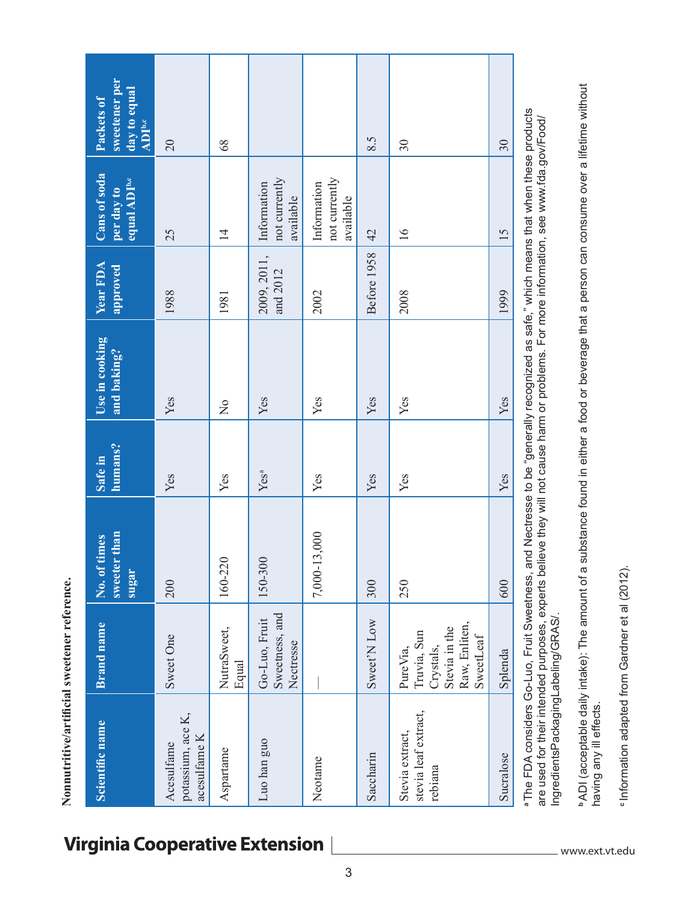**Nonnutritive/artificial sweetener reference.**

| Scientific name | Brand name | No. of times sweeter than sugar | Safe in humans? | Use in cooking and baking? | Year FDA approved | Cans of soda per day to equal ADI[b,c] | Packets of sweetener per day to equal ADI[b,c] |
|---|---|---|---|---|---|---|---|
| Acesulfame potassium, ace K, acesulfame K | Sweet One | 200 | Yes | Yes | 1988 | 25 | 20 |
| Aspartame | NutraSweet, Equal | 160-220 | Yes | No | 1981 | 14 | 68 |
| Luo han guo | Go-Luo, Fruit Sweetness, and Nectresse | 150-300 | Yes[a] | Yes | 2009, 2011, and 2012 | Information not currently available | |
| Neotame | — | 7,000-13,000 | Yes | Yes | 2002 | Information not currently available | |
| Saccharin | Sweet'N Low | 300 | Yes | Yes | Before 1958 | 42 | 8.5 |
| Stevia extract, stevia leaf extract, rebiana | PureVia, Truvia, Sun Crystals, Stevia in the Raw, Enliten, SweetLeaf | 250 | Yes | Yes | 2008 | 16 | 30 |
| Sucralose | Splenda | 600 | Yes | Yes | 1999 | 15 | 30 |

[a] The FDA considers Go-Luo, Fruit Sweetness, and Nectresse to be "generally recognized as safe," which means that when these products are used for their intended purposes, experts believe they will not cause harm or problems. For more information, see www.fda.gov/Food/IngredientsPackagingLabeling/GRAS/.

[b] ADI (acceptable daily intake): The amount of a substance found in either a food or beverage that a person can consume over a lifetime without having any ill effects.

[c] Information adapted from Gardner et al (2012).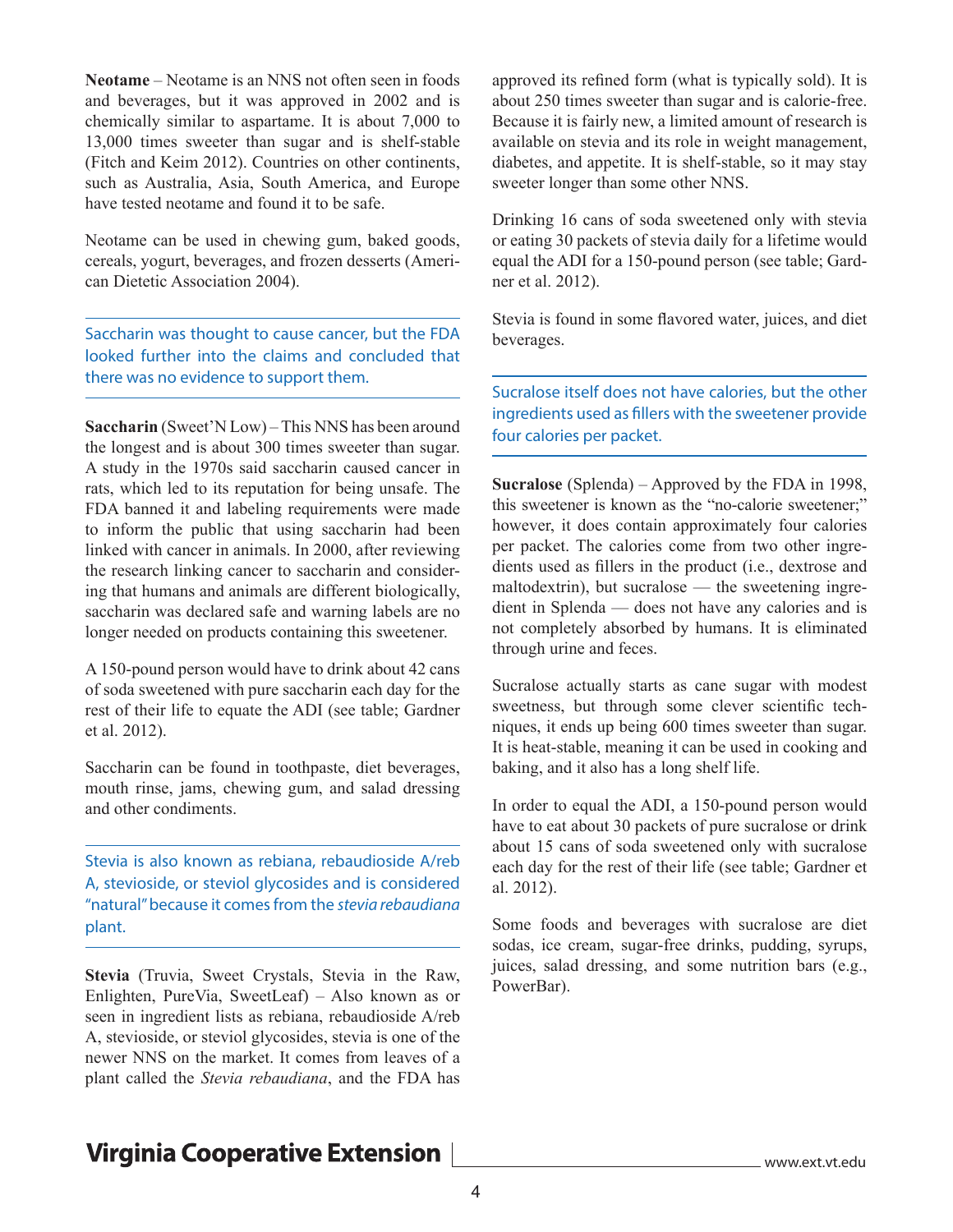**Neotame** – Neotame is an NNS not often seen in foods and beverages, but it was approved in 2002 and is chemically similar to aspartame. It is about 7,000 to 13,000 times sweeter than sugar and is shelf-stable (Fitch and Keim 2012). Countries on other continents, such as Australia, Asia, South America, and Europe have tested neotame and found it to be safe.

Neotame can be used in chewing gum, baked goods, cereals, yogurt, beverages, and frozen desserts (American Dietetic Association 2004).

> Saccharin was thought to cause cancer, but the FDA looked further into the claims and concluded that there was no evidence to support them.

**Saccharin** (Sweet'N Low) – This NNS has been around the longest and is about 300 times sweeter than sugar. A study in the 1970s said saccharin caused cancer in rats, which led to its reputation for being unsafe. The FDA banned it and labeling requirements were made to inform the public that using saccharin had been linked with cancer in animals. In 2000, after reviewing the research linking cancer to saccharin and considering that humans and animals are different biologically, saccharin was declared safe and warning labels are no longer needed on products containing this sweetener.

A 150-pound person would have to drink about 42 cans of soda sweetened with pure saccharin each day for the rest of their life to equate the ADI (see table; Gardner et al. 2012).

Saccharin can be found in toothpaste, diet beverages, mouth rinse, jams, chewing gum, and salad dressing and other condiments.

> Stevia is also known as rebiana, rebaudioside A/reb A, stevioside, or steviol glycosides and is considered "natural" because it comes from the *stevia rebaudiana* plant.

**Stevia** (Truvia, Sweet Crystals, Stevia in the Raw, Enlighten, PureVia, SweetLeaf) – Also known as or seen in ingredient lists as rebiana, rebaudioside A/reb A, stevioside, or steviol glycosides, stevia is one of the newer NNS on the market. It comes from leaves of a plant called the *Stevia rebaudiana*, and the FDA has approved its refined form (what is typically sold). It is about 250 times sweeter than sugar and is calorie-free. Because it is fairly new, a limited amount of research is available on stevia and its role in weight management, diabetes, and appetite. It is shelf-stable, so it may stay sweeter longer than some other NNS.

Drinking 16 cans of soda sweetened only with stevia or eating 30 packets of stevia daily for a lifetime would equal the ADI for a 150-pound person (see table; Gardner et al. 2012).

Stevia is found in some flavored water, juices, and diet beverages.

> Sucralose itself does not have calories, but the other ingredients used as fillers with the sweetener provide four calories per packet.

**Sucralose** (Splenda) – Approved by the FDA in 1998, this sweetener is known as the "no-calorie sweetener;" however, it does contain approximately four calories per packet. The calories come from two other ingredients used as fillers in the product (i.e., dextrose and maltodextrin), but sucralose — the sweetening ingredient in Splenda — does not have any calories and is not completely absorbed by humans. It is eliminated through urine and feces.

Sucralose actually starts as cane sugar with modest sweetness, but through some clever scientific techniques, it ends up being 600 times sweeter than sugar. It is heat-stable, meaning it can be used in cooking and baking, and it also has a long shelf life.

In order to equal the ADI, a 150-pound person would have to eat about 30 packets of pure sucralose or drink about 15 cans of soda sweetened only with sucralose each day for the rest of their life (see table; Gardner et al. 2012).

Some foods and beverages with sucralose are diet sodas, ice cream, sugar-free drinks, pudding, syrups, juices, salad dressing, and some nutrition bars (e.g., PowerBar).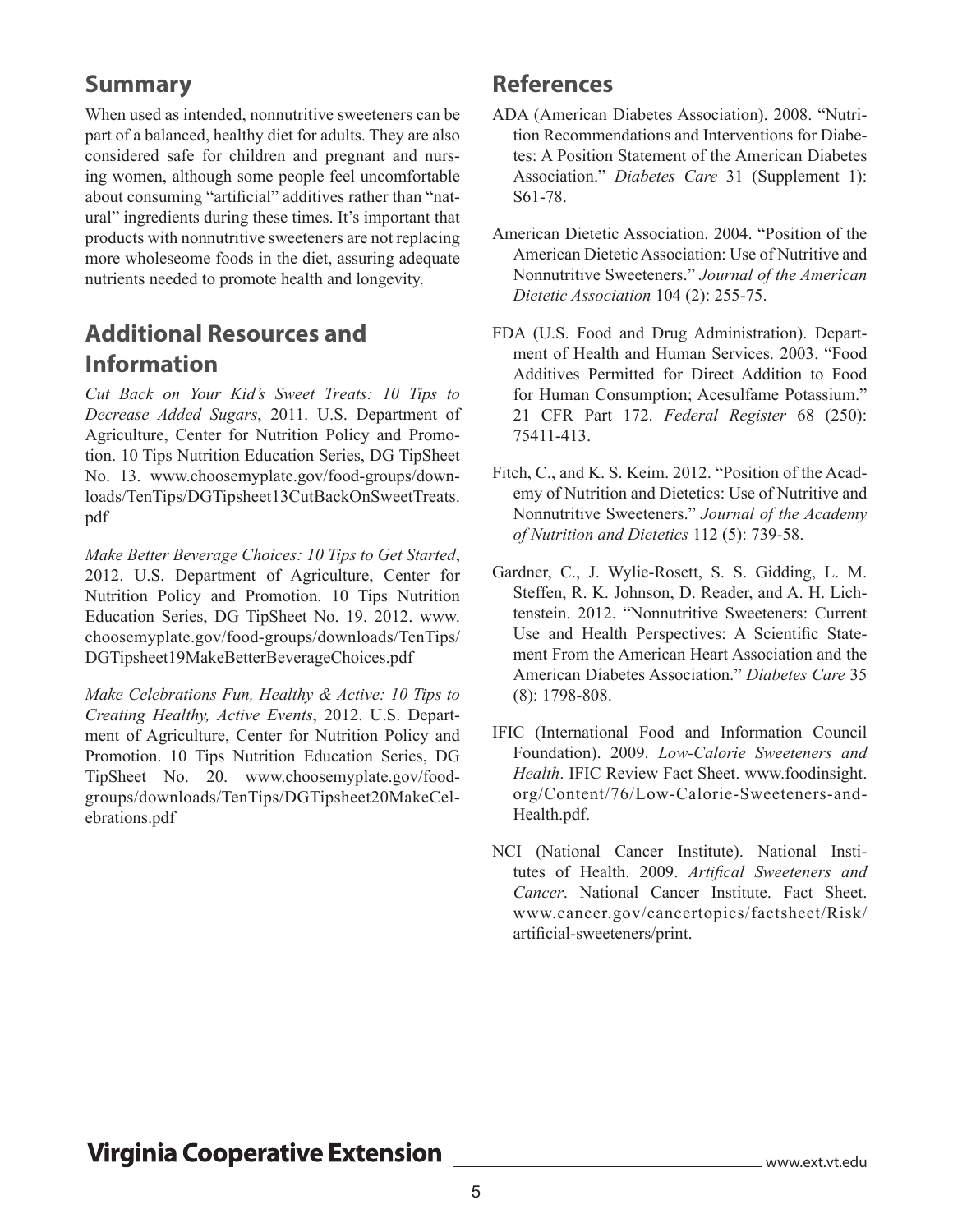## Summary

When used as intended, nonnutritive sweeteners can be part of a balanced, healthy diet for adults. They are also considered safe for children and pregnant and nursing women, although some people feel uncomfortable about consuming "artificial" additives rather than "natural" ingredients during these times. It's important that products with nonnutritive sweeteners are not replacing more wholesome foods in the diet, assuring adequate nutrients needed to promote health and longevity.

## Additional Resources and Information

*Cut Back on Your Kid's Sweet Treats: 10 Tips to Decrease Added Sugars*, 2011. U.S. Department of Agriculture, Center for Nutrition Policy and Promotion. 10 Tips Nutrition Education Series, DG TipSheet No. 13. www.choosemyplate.gov/food-groups/downloads/TenTips/DGTipsheet13CutBackOnSweetTreats.pdf

*Make Better Beverage Choices: 10 Tips to Get Started*, 2012. U.S. Department of Agriculture, Center for Nutrition Policy and Promotion. 10 Tips Nutrition Education Series, DG TipSheet No. 19. 2012. www.choosemyplate.gov/food-groups/downloads/TenTips/DGTipsheet19MakeBetterBeverageChoices.pdf

*Make Celebrations Fun, Healthy & Active: 10 Tips to Creating Healthy, Active Events*, 2012. U.S. Department of Agriculture, Center for Nutrition Policy and Promotion. 10 Tips Nutrition Education Series, DG TipSheet No. 20. www.choosemyplate.gov/food-groups/downloads/TenTips/DGTipsheet20MakeCelebrations.pdf

## References

ADA (American Diabetes Association). 2008. "Nutrition Recommendations and Interventions for Diabetes: A Position Statement of the American Diabetes Association." *Diabetes Care* 31 (Supplement 1): S61-78.

American Dietetic Association. 2004. "Position of the American Dietetic Association: Use of Nutritive and Nonnutritive Sweeteners." *Journal of the American Dietetic Association* 104 (2): 255-75.

FDA (U.S. Food and Drug Administration). Department of Health and Human Services. 2003. "Food Additives Permitted for Direct Addition to Food for Human Consumption; Acesulfame Potassium." 21 CFR Part 172. *Federal Register* 68 (250): 75411-413.

Fitch, C., and K. S. Keim. 2012. "Position of the Academy of Nutrition and Dietetics: Use of Nutritive and Nonnutritive Sweeteners." *Journal of the Academy of Nutrition and Dietetics* 112 (5): 739-58.

Gardner, C., J. Wylie-Rosett, S. S. Gidding, L. M. Steffen, R. K. Johnson, D. Reader, and A. H. Lichtenstein. 2012. "Nonnutritive Sweeteners: Current Use and Health Perspectives: A Scientific Statement From the American Heart Association and the American Diabetes Association." *Diabetes Care* 35 (8): 1798-808.

IFIC (International Food and Information Council Foundation). 2009. *Low-Calorie Sweeteners and Health*. IFIC Review Fact Sheet. www.foodinsight.org/Content/76/Low-Calorie-Sweeteners-and-Health.pdf.

NCI (National Cancer Institute). National Institutes of Health. 2009. *Artifical Sweeteners and Cancer*. National Cancer Institute. Fact Sheet. www.cancer.gov/cancertopics/factsheet/Risk/artificial-sweeteners/print.